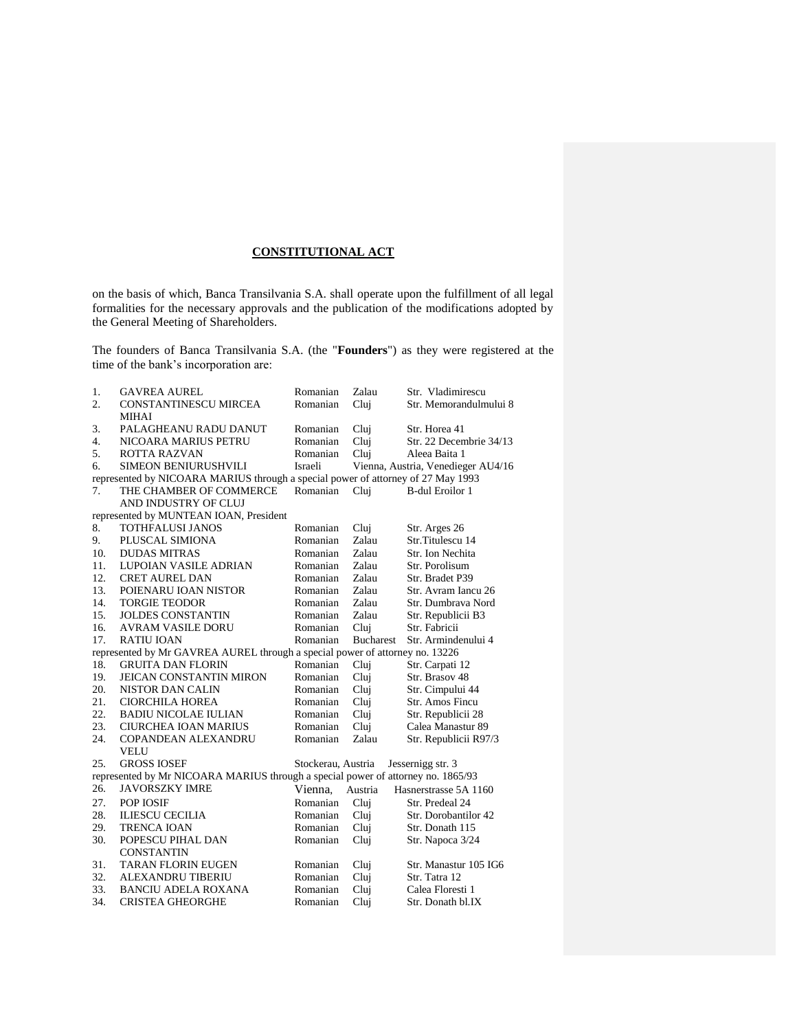**CONSTITUTIONAL ACT**

on the basis of which, Banca Transilvania S.A. shall operate upon the fulfillment of all legal formalities for the necessary approvals and the publication of the modifications adopted by the General Meeting of Shareholders.

The founders of Banca Transilvania S.A. (the "**Founders**") as they were registered at the time of the bank's incorporation are:

| No. | Name | Nationality | City | Address |
|---|---|---|---|---|
| 1. | GAVREA AUREL | Romanian | Zalau | Str. Vladimirescu |
| 2. | CONSTANTINESCU MIRCEA MIHAI | Romanian | Cluj | Str. Memorandulmului 8 |
| 3. | PALAGHEANU RADU DANUT | Romanian | Cluj | Str. Horea 41 |
| 4. | NICOARA MARIUS PETRU | Romanian | Cluj | Str. 22 Decembrie 34/13 |
| 5. | ROTTA RAZVAN | Romanian | Cluj | Aleea Baita 1 |
| 6. | SIMEON BENIURUSHVILI | Israeli | Vienna, Austria, Venedieger AU4/16 | |
| | represented by NICOARA MARIUS through a special power of attorney of 27 May 1993 | | | |
| 7. | THE CHAMBER OF COMMERCE AND INDUSTRY OF CLUJ | Romanian | Cluj | B-dul Eroilor 1 |
| | represented by MUNTEAN IOAN, President | | | |
| 8. | TOTHFALUSI JANOS | Romanian | Cluj | Str. Arges 26 |
| 9. | PLUSCAL SIMIONA | Romanian | Zalau | Str.Titulescu 14 |
| 10. | DUDAS MITRAS | Romanian | Zalau | Str. Ion Nechita |
| 11. | LUPOIAN VASILE ADRIAN | Romanian | Zalau | Str. Porolisum |
| 12. | CRET AUREL DAN | Romanian | Zalau | Str. Bradet P39 |
| 13. | POIENARU IOAN NISTOR | Romanian | Zalau | Str. Avram Iancu 26 |
| 14. | TORGIE TEODOR | Romanian | Zalau | Str. Dumbrava Nord |
| 15. | JOLDES CONSTANTIN | Romanian | Zalau | Str. Republicii B3 |
| 16. | AVRAM VASILE DORU | Romanian | Cluj | Str. Fabricii |
| 17. | RATIU IOAN | Romanian | Bucharest | Str. Armindenului 4 |
| | represented by Mr GAVREA AUREL through a special power of attorney no. 13226 | | | |
| 18. | GRUITA DAN FLORIN | Romanian | Cluj | Str. Carpati 12 |
| 19. | JEICAN CONSTANTIN MIRON | Romanian | Cluj | Str. Brasov 48 |
| 20. | NISTOR DAN CALIN | Romanian | Cluj | Str. Cimpului 44 |
| 21. | CIORCHILA HOREA | Romanian | Cluj | Str. Amos Fincu |
| 22. | BADIU NICOLAE IULIAN | Romanian | Cluj | Str. Republicii 28 |
| 23. | CIURCHEA IOAN MARIUS | Romanian | Cluj | Calea Manastur 89 |
| 24. | COPANDEAN ALEXANDRU VELU | Romanian | Zalau | Str. Republicii R97/3 |
| 25. | GROSS IOSEF | Stockerau, Austria | | Jessernigg str. 3 |
| | represented by Mr NICOARA MARIUS through a special power of attorney no. 1865/93 | | | |
| 26. | JAVORSZKY IMRE | Vienna, | Austria | Hasnerstrasse 5A 1160 |
| 27. | POP IOSIF | Romanian | Cluj | Str. Predeal 24 |
| 28. | ILIESCU CECILIA | Romanian | Cluj | Str. Dorobantilor 42 |
| 29. | TRENCA IOAN | Romanian | Cluj | Str. Donath 115 |
| 30. | POPESCU PIHAL DAN CONSTANTIN | Romanian | Cluj | Str. Napoca 3/24 |
| 31. | TARAN FLORIN EUGEN | Romanian | Cluj | Str. Manastur 105 IG6 |
| 32. | ALEXANDRU TIBERIU | Romanian | Cluj | Str. Tatra 12 |
| 33. | BANCIU ADELA ROXANA | Romanian | Cluj | Calea Floresti 1 |
| 34. | CRISTEA GHEORGHE | Romanian | Cluj | Str. Donath bl.IX |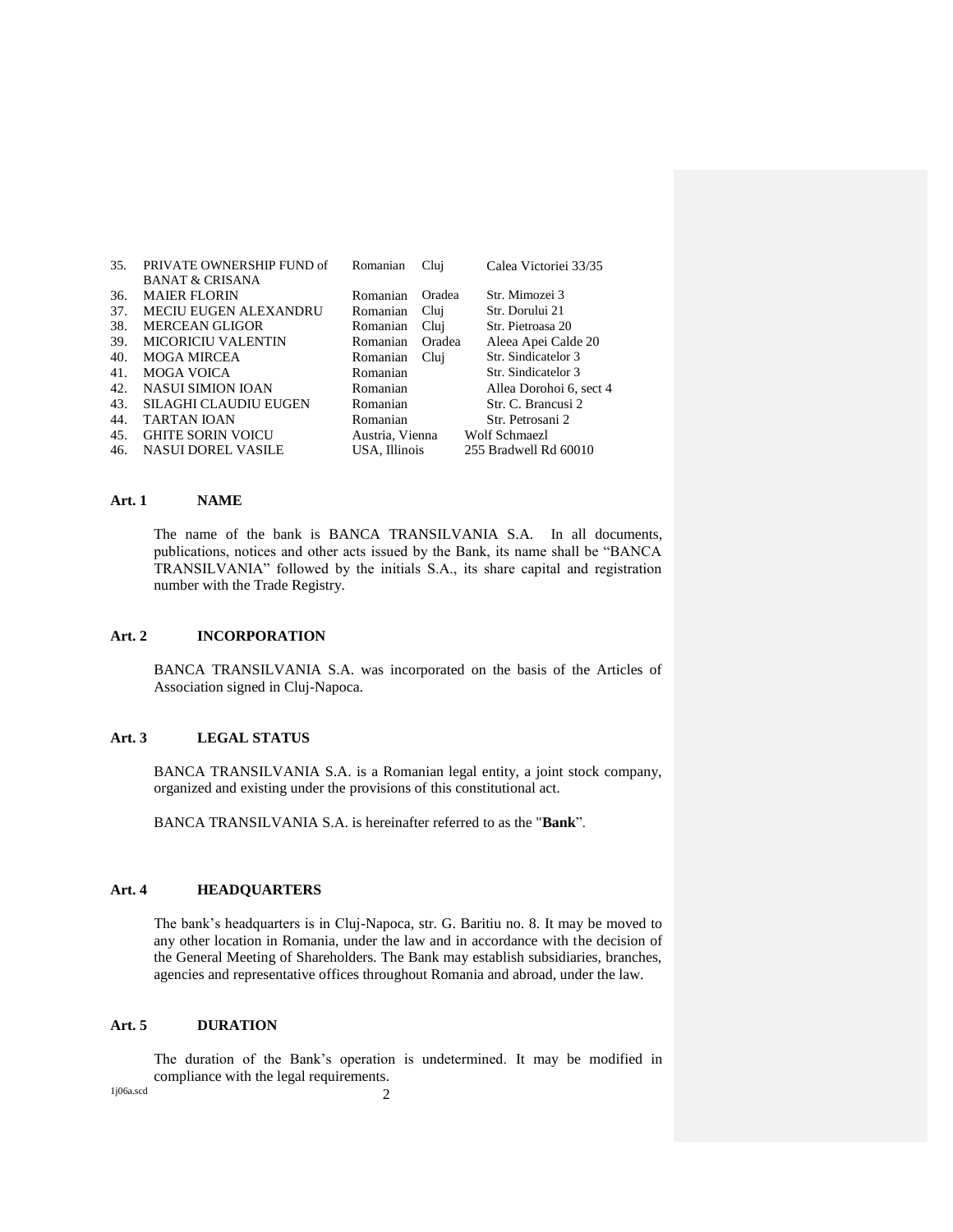| | | | | |
|---|---|---|---|---|
| 35. | PRIVATE OWNERSHIP FUND of BANAT & CRISANA | Romanian | Cluj | Calea Victoriei 33/35 |
| 36. | MAIER FLORIN | Romanian | Oradea | Str. Mimozei 3 |
| 37. | MECIU EUGEN ALEXANDRU | Romanian | Cluj | Str. Dorului 21 |
| 38. | MERCEAN GLIGOR | Romanian | Cluj | Str. Pietroasa 20 |
| 39. | MICORICIU VALENTIN | Romanian | Oradea | Aleea Apei Calde 20 |
| 40. | MOGA MIRCEA | Romanian | Cluj | Str. Sindicatelor 3 |
| 41. | MOGA VOICA | Romanian | | Str. Sindicatelor 3 |
| 42. | NASUI SIMION IOAN | Romanian | | Allea Dorohoi 6, sect 4 |
| 43. | SILAGHI CLAUDIU EUGEN | Romanian | | Str. C. Brancusi 2 |
| 44. | TARTAN IOAN | Romanian | | Str. Petrosani 2 |
| 45. | GHITE SORIN VOICU | Austria, Vienna | | Wolf Schmaezl |
| 46. | NASUI DOREL VASILE | USA, Illinois | | 255 Bradwell Rd 60010 |

**Art. 1 NAME**

The name of the bank is BANCA TRANSILVANIA S.A. In all documents, publications, notices and other acts issued by the Bank, its name shall be "BANCA TRANSILVANIA" followed by the initials S.A., its share capital and registration number with the Trade Registry.

**Art. 2 INCORPORATION**

BANCA TRANSILVANIA S.A. was incorporated on the basis of the Articles of Association signed in Cluj-Napoca.

**Art. 3 LEGAL STATUS**

BANCA TRANSILVANIA S.A. is a Romanian legal entity, a joint stock company, organized and existing under the provisions of this constitutional act.

BANCA TRANSILVANIA S.A. is hereinafter referred to as the "**Bank**".

**Art. 4 HEADQUARTERS**

The bank's headquarters is in Cluj-Napoca, str. G. Baritiu no. 8. It may be moved to any other location in Romania, under the law and in accordance with the decision of the General Meeting of Shareholders. The Bank may establish subsidiaries, branches, agencies and representative offices throughout Romania and abroad, under the law.

**Art. 5 DURATION**

The duration of the Bank's operation is undetermined. It may be modified in compliance with the legal requirements.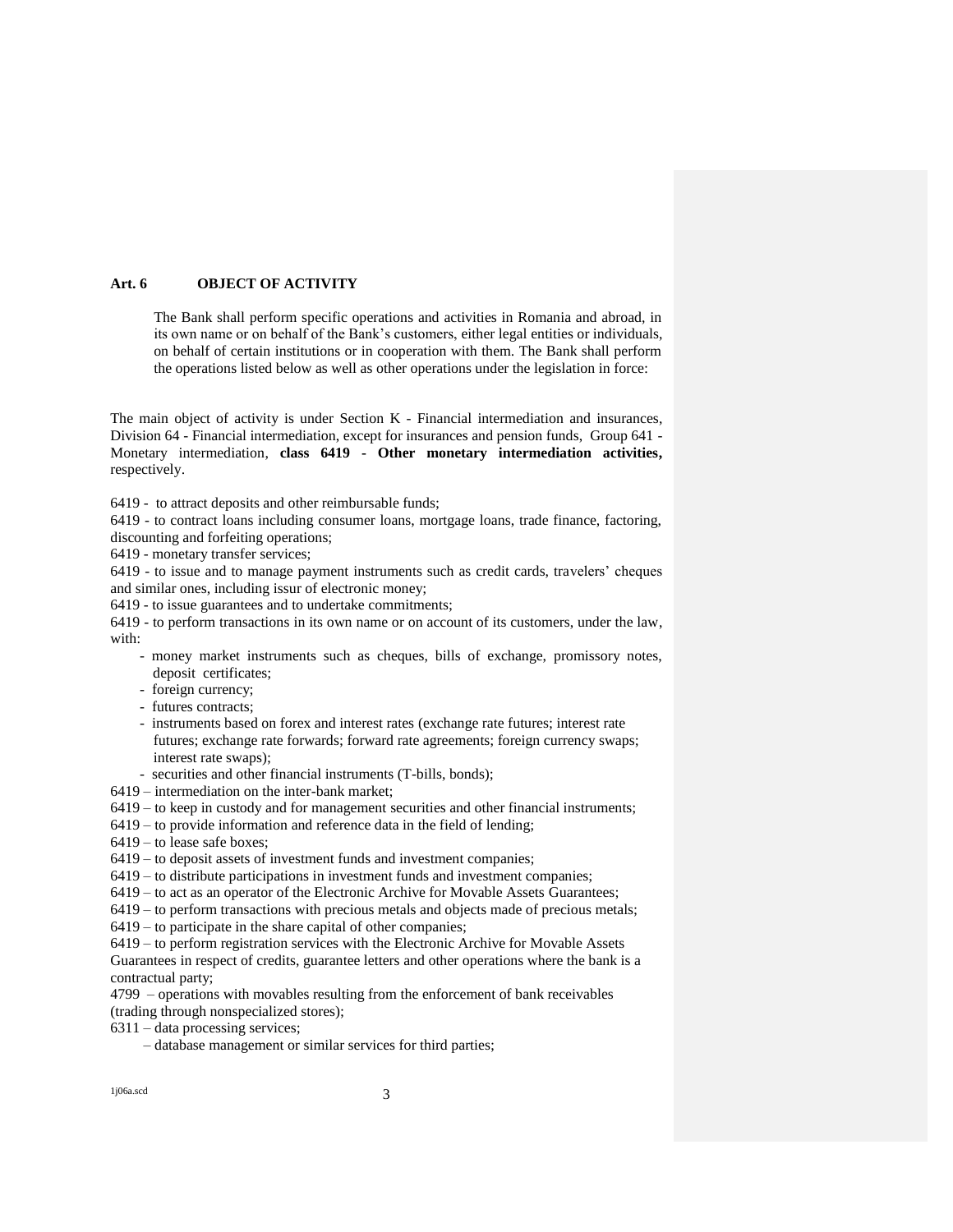**Art. 6 OBJECT OF ACTIVITY**

The Bank shall perform specific operations and activities in Romania and abroad, in its own name or on behalf of the Bank's customers, either legal entities or individuals, on behalf of certain institutions or in cooperation with them. The Bank shall perform the operations listed below as well as other operations under the legislation in force:

The main object of activity is under Section K - Financial intermediation and insurances, Division 64 - Financial intermediation, except for insurances and pension funds, Group 641 - Monetary intermediation, **class 6419 - Other monetary intermediation activities,** respectively.

6419 - to attract deposits and other reimbursable funds;

6419 - to contract loans including consumer loans, mortgage loans, trade finance, factoring, discounting and forfeiting operations;

6419 - monetary transfer services;

6419 - to issue and to manage payment instruments such as credit cards, travelers' cheques and similar ones, including issur of electronic money;

6419 - to issue guarantees and to undertake commitments;

6419 - to perform transactions in its own name or on account of its customers, under the law, with:

- money market instruments such as cheques, bills of exchange, promissory notes, deposit certificates;
- foreign currency;
- futures contracts;
- instruments based on forex and interest rates (exchange rate futures; interest rate futures; exchange rate forwards; forward rate agreements; foreign currency swaps; interest rate swaps);
- securities and other financial instruments (T-bills, bonds);

6419 – intermediation on the inter-bank market;

6419 – to keep in custody and for management securities and other financial instruments;

6419 – to provide information and reference data in the field of lending;

6419 – to lease safe boxes;

6419 – to deposit assets of investment funds and investment companies;

6419 – to distribute participations in investment funds and investment companies;

6419 – to act as an operator of the Electronic Archive for Movable Assets Guarantees;

6419 – to perform transactions with precious metals and objects made of precious metals;

6419 – to participate in the share capital of other companies;

6419 – to perform registration services with the Electronic Archive for Movable Assets Guarantees in respect of credits, guarantee letters and other operations where the bank is a contractual party;

4799 – operations with movables resulting from the enforcement of bank receivables (trading through nonspecialized stores);

6311 – data processing services;

– database management or similar services for third parties;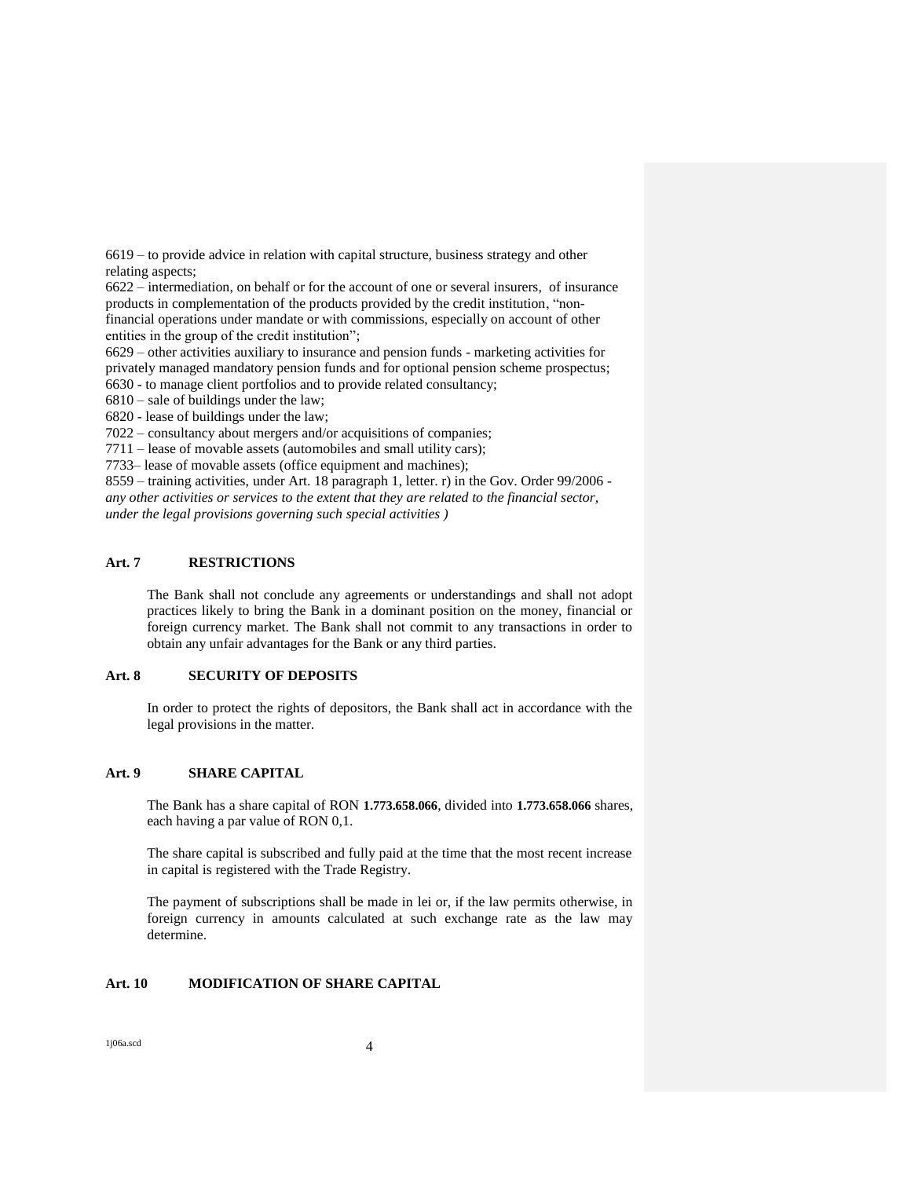6619 – to provide advice in relation with capital structure, business strategy and other relating aspects;
6622 – intermediation, on behalf or for the account of one or several insurers, of insurance products in complementation of the products provided by the credit institution, "non-financial operations under mandate or with commissions, especially on account of other entities in the group of the credit institution";
6629 – other activities auxiliary to insurance and pension funds - marketing activities for privately managed mandatory pension funds and for optional pension scheme prospectus;
6630 - to manage client portfolios and to provide related consultancy;
6810 – sale of buildings under the law;
6820 - lease of buildings under the law;
7022 – consultancy about mergers and/or acquisitions of companies;
7711 – lease of movable assets (automobiles and small utility cars);
7733– lease of movable assets (office equipment and machines);
8559 – training activities, under Art. 18 paragraph 1, letter. r) in the Gov. Order 99/2006 - *any other activities or services to the extent that they are related to the financial sector, under the legal provisions governing such special activities )*

## Art. 7 RESTRICTIONS

The Bank shall not conclude any agreements or understandings and shall not adopt practices likely to bring the Bank in a dominant position on the money, financial or foreign currency market. The Bank shall not commit to any transactions in order to obtain any unfair advantages for the Bank or any third parties.

## Art. 8 SECURITY OF DEPOSITS

In order to protect the rights of depositors, the Bank shall act in accordance with the legal provisions in the matter.

## Art. 9 SHARE CAPITAL

The Bank has a share capital of RON **1.773.658.066**, divided into **1.773.658.066** shares, each having a par value of RON 0,1.

The share capital is subscribed and fully paid at the time that the most recent increase in capital is registered with the Trade Registry.

The payment of subscriptions shall be made in lei or, if the law permits otherwise, in foreign currency in amounts calculated at such exchange rate as the law may determine.

## Art. 10 MODIFICATION OF SHARE CAPITAL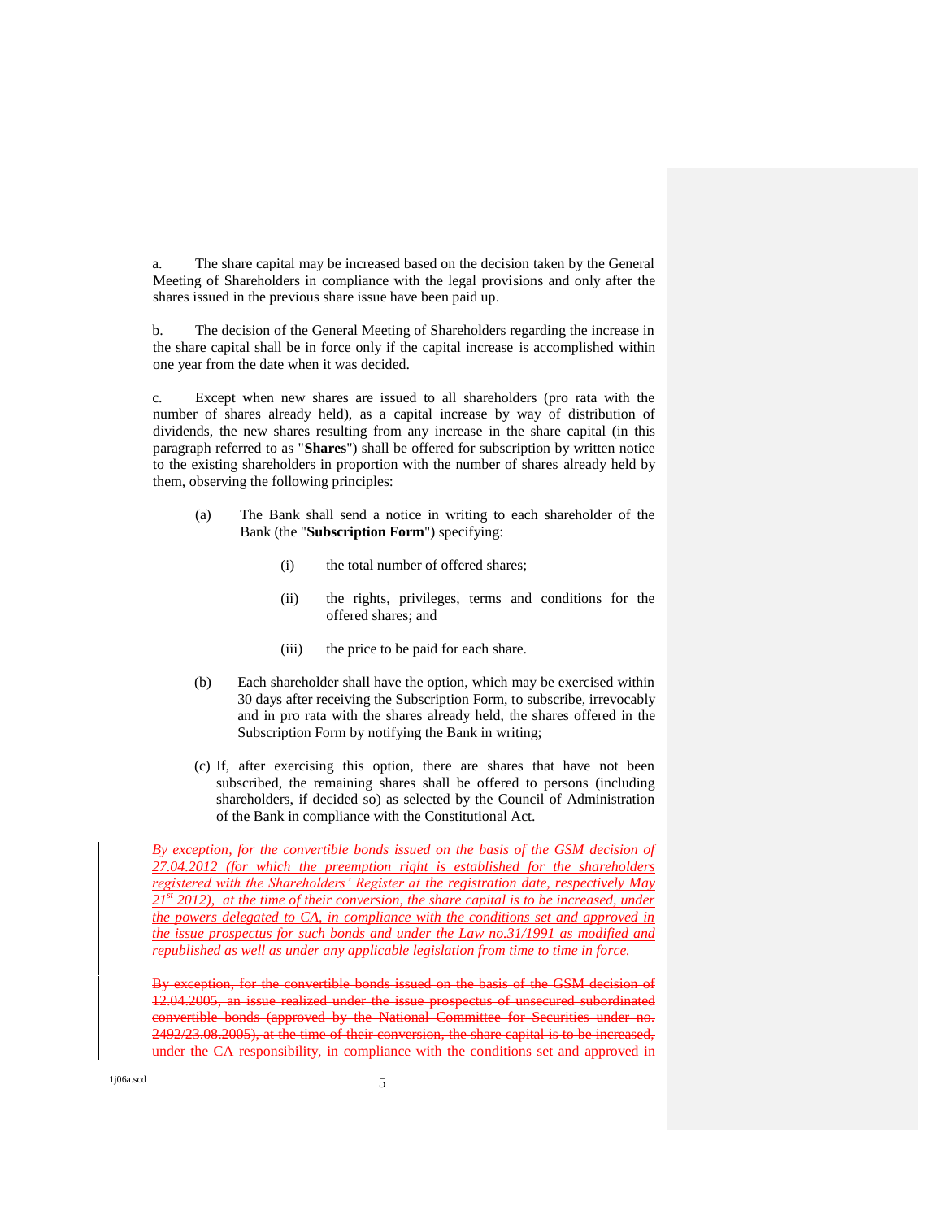a. The share capital may be increased based on the decision taken by the General Meeting of Shareholders in compliance with the legal provisions and only after the shares issued in the previous share issue have been paid up.

b. The decision of the General Meeting of Shareholders regarding the increase in the share capital shall be in force only if the capital increase is accomplished within one year from the date when it was decided.

c. Except when new shares are issued to all shareholders (pro rata with the number of shares already held), as a capital increase by way of distribution of dividends, the new shares resulting from any increase in the share capital (in this paragraph referred to as "**Shares**") shall be offered for subscription by written notice to the existing shareholders in proportion with the number of shares already held by them, observing the following principles:

(a) The Bank shall send a notice in writing to each shareholder of the Bank (the "**Subscription Form**") specifying:

(i) the total number of offered shares;

(ii) the rights, privileges, terms and conditions for the offered shares; and

(iii) the price to be paid for each share.

(b) Each shareholder shall have the option, which may be exercised within 30 days after receiving the Subscription Form, to subscribe, irrevocably and in pro rata with the shares already held, the shares offered in the Subscription Form by notifying the Bank in writing;

(c) If, after exercising this option, there are shares that have not been subscribed, the remaining shares shall be offered to persons (including shareholders, if decided so) as selected by the Council of Administration of the Bank in compliance with the Constitutional Act.

*By exception, for the convertible bonds issued on the basis of the GSM decision of 27.04.2012 (for which the preemption right is established for the shareholders registered with the Shareholders' Register at the registration date, respectively May 21st 2012), at the time of their conversion, the share capital is to be increased, under the powers delegated to CA, in compliance with the conditions set and approved in the issue prospectus for such bonds and under the Law no.31/1991 as modified and republished as well as under any applicable legislation from time to time in force.*

~~By exception, for the convertible bonds issued on the basis of the GSM decision of 12.04.2005, an issue realized under the issue prospectus of unsecured subordinated convertible bonds (approved by the National Committee for Securities under no. 2492/23.08.2005), at the time of their conversion, the share capital is to be increased, under the CA responsibility, in compliance with the conditions set and approved in~~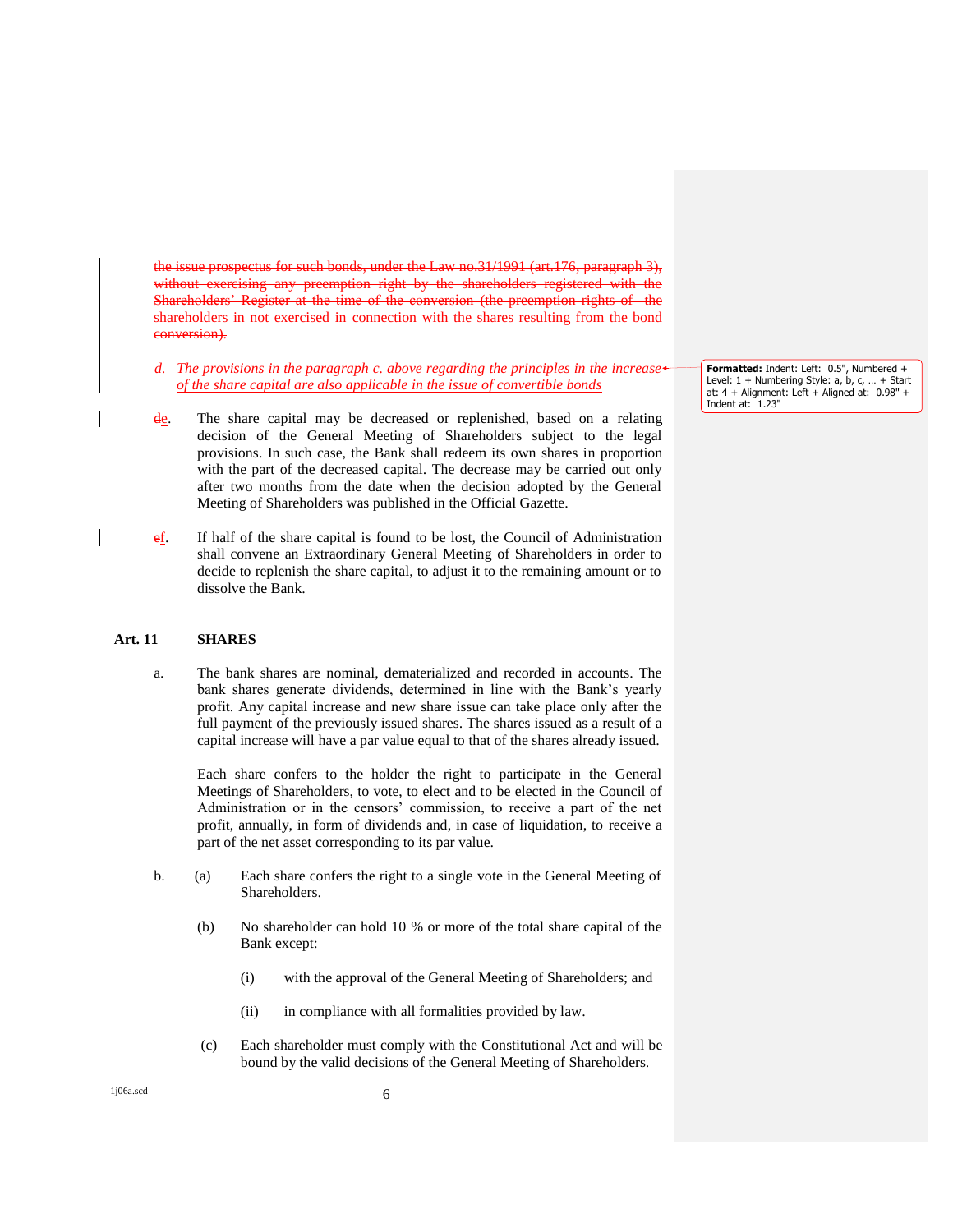~~the issue prospectus for such bonds, under the Law no.31/1991 (art.176, paragraph 3), without exercising any preemption right by the shareholders registered with the Shareholders' Register at the time of the conversion (the preemption rights of the shareholders in not exercised in connection with the shares resulting from the bond conversion).~~

d. *The provisions in the paragraph c. above regarding the principles in the increase of the share capital are also applicable in the issue of convertible bonds*

~~d~~e. The share capital may be decreased or replenished, based on a relating decision of the General Meeting of Shareholders subject to the legal provisions. In such case, the Bank shall redeem its own shares in proportion with the part of the decreased capital. The decrease may be carried out only after two months from the date when the decision adopted by the General Meeting of Shareholders was published in the Official Gazette.

~~e~~f. If half of the share capital is found to be lost, the Council of Administration shall convene an Extraordinary General Meeting of Shareholders in order to decide to replenish the share capital, to adjust it to the remaining amount or to dissolve the Bank.

**Art. 11 SHARES**

a. The bank shares are nominal, dematerialized and recorded in accounts. The bank shares generate dividends, determined in line with the Bank's yearly profit. Any capital increase and new share issue can take place only after the full payment of the previously issued shares. The shares issued as a result of a capital increase will have a par value equal to that of the shares already issued.

Each share confers to the holder the right to participate in the General Meetings of Shareholders, to vote, to elect and to be elected in the Council of Administration or in the censors' commission, to receive a part of the net profit, annually, in form of dividends and, in case of liquidation, to receive a part of the net asset corresponding to its par value.

b. (a) Each share confers the right to a single vote in the General Meeting of Shareholders.

(b) No shareholder can hold 10 % or more of the total share capital of the Bank except:

(i) with the approval of the General Meeting of Shareholders; and

(ii) in compliance with all formalities provided by law.

(c) Each shareholder must comply with the Constitutional Act and will be bound by the valid decisions of the General Meeting of Shareholders.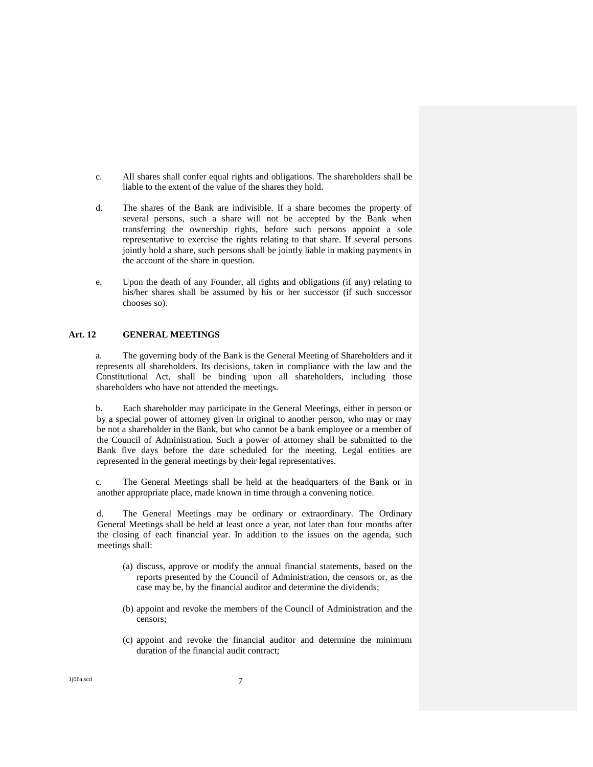c. All shares shall confer equal rights and obligations. The shareholders shall be liable to the extent of the value of the shares they hold.

d. The shares of the Bank are indivisible. If a share becomes the property of several persons, such a share will not be accepted by the Bank when transferring the ownership rights, before such persons appoint a sole representative to exercise the rights relating to that share. If several persons jointly hold a share, such persons shall be jointly liable in making payments in the account of the share in question.

e. Upon the death of any Founder, all rights and obligations (if any) relating to his/her shares shall be assumed by his or her successor (if such successor chooses so).

## Art. 12 GENERAL MEETINGS

a. The governing body of the Bank is the General Meeting of Shareholders and it represents all shareholders. Its decisions, taken in compliance with the law and the Constitutional Act, shall be binding upon all shareholders, including those shareholders who have not attended the meetings.

b. Each shareholder may participate in the General Meetings, either in person or by a special power of attorney given in original to another person, who may or may be not a shareholder in the Bank, but who cannot be a bank employee or a member of the Council of Administration. Such a power of attorney shall be submitted to the Bank five days before the date scheduled for the meeting. Legal entities are represented in the general meetings by their legal representatives.

c. The General Meetings shall be held at the headquarters of the Bank or in another appropriate place, made known in time through a convening notice.

d. The General Meetings may be ordinary or extraordinary. The Ordinary General Meetings shall be held at least once a year, not later than four months after the closing of each financial year. In addition to the issues on the agenda, such meetings shall:

(a) discuss, approve or modify the annual financial statements, based on the reports presented by the Council of Administration, the censors or, as the case may be, by the financial auditor and determine the dividends;

(b) appoint and revoke the members of the Council of Administration and the censors;

(c) appoint and revoke the financial auditor and determine the minimum duration of the financial audit contract;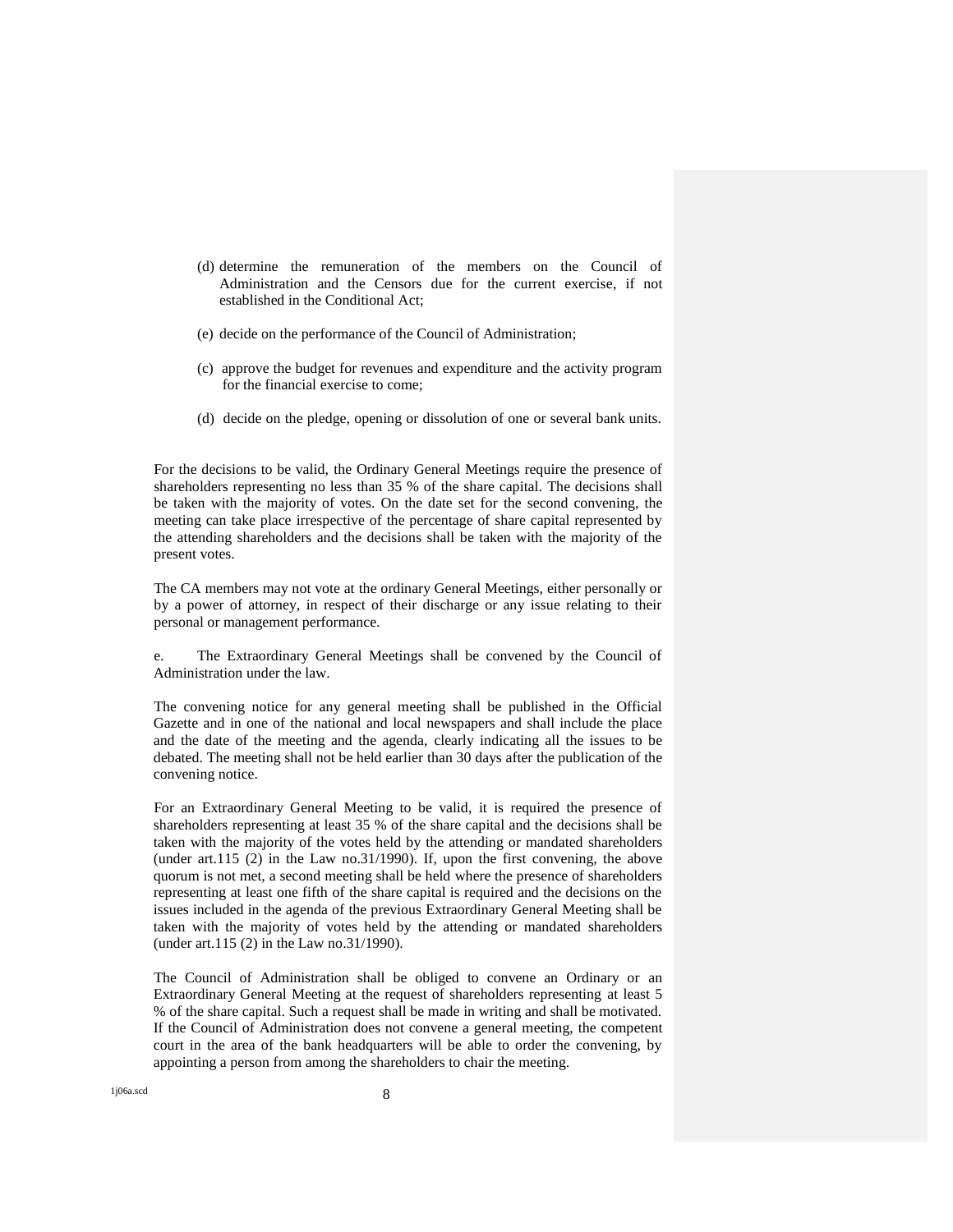(d) determine the remuneration of the members on the Council of Administration and the Censors due for the current exercise, if not established in the Conditional Act;

(e) decide on the performance of the Council of Administration;

(c) approve the budget for revenues and expenditure and the activity program for the financial exercise to come;

(d) decide on the pledge, opening or dissolution of one or several bank units.

For the decisions to be valid, the Ordinary General Meetings require the presence of shareholders representing no less than 35 % of the share capital. The decisions shall be taken with the majority of votes. On the date set for the second convening, the meeting can take place irrespective of the percentage of share capital represented by the attending shareholders and the decisions shall be taken with the majority of the present votes.

The CA members may not vote at the ordinary General Meetings, either personally or by a power of attorney, in respect of their discharge or any issue relating to their personal or management performance.

e. The Extraordinary General Meetings shall be convened by the Council of Administration under the law.

The convening notice for any general meeting shall be published in the Official Gazette and in one of the national and local newspapers and shall include the place and the date of the meeting and the agenda, clearly indicating all the issues to be debated. The meeting shall not be held earlier than 30 days after the publication of the convening notice.

For an Extraordinary General Meeting to be valid, it is required the presence of shareholders representing at least 35 % of the share capital and the decisions shall be taken with the majority of the votes held by the attending or mandated shareholders (under art.115 (2) in the Law no.31/1990). If, upon the first convening, the above quorum is not met, a second meeting shall be held where the presence of shareholders representing at least one fifth of the share capital is required and the decisions on the issues included in the agenda of the previous Extraordinary General Meeting shall be taken with the majority of votes held by the attending or mandated shareholders (under art.115 (2) in the Law no.31/1990).

The Council of Administration shall be obliged to convene an Ordinary or an Extraordinary General Meeting at the request of shareholders representing at least 5 % of the share capital. Such a request shall be made in writing and shall be motivated. If the Council of Administration does not convene a general meeting, the competent court in the area of the bank headquarters will be able to order the convening, by appointing a person from among the shareholders to chair the meeting.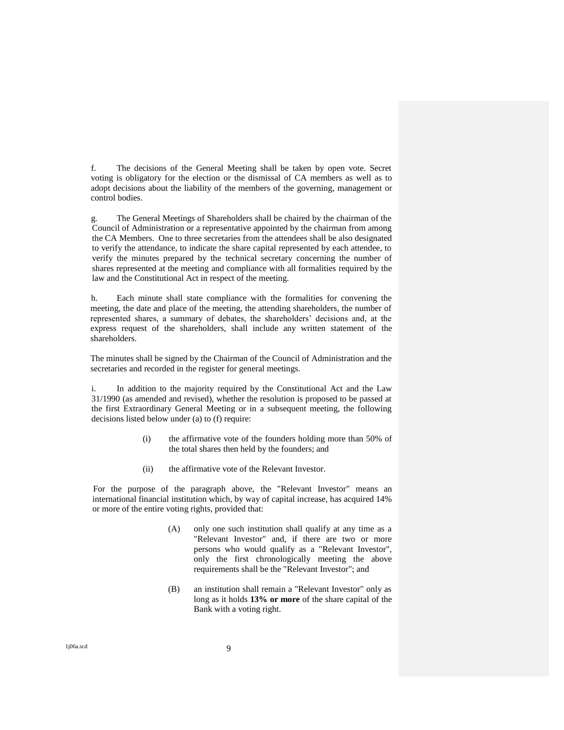f. The decisions of the General Meeting shall be taken by open vote. Secret voting is obligatory for the election or the dismissal of CA members as well as to adopt decisions about the liability of the members of the governing, management or control bodies.

g. The General Meetings of Shareholders shall be chaired by the chairman of the Council of Administration or a representative appointed by the chairman from among the CA Members. One to three secretaries from the attendees shall be also designated to verify the attendance, to indicate the share capital represented by each attendee, to verify the minutes prepared by the technical secretary concerning the number of shares represented at the meeting and compliance with all formalities required by the law and the Constitutional Act in respect of the meeting.

h. Each minute shall state compliance with the formalities for convening the meeting, the date and place of the meeting, the attending shareholders, the number of represented shares, a summary of debates, the shareholders' decisions and, at the express request of the shareholders, shall include any written statement of the shareholders.

The minutes shall be signed by the Chairman of the Council of Administration and the secretaries and recorded in the register for general meetings.

i. In addition to the majority required by the Constitutional Act and the Law 31/1990 (as amended and revised), whether the resolution is proposed to be passed at the first Extraordinary General Meeting or in a subsequent meeting, the following decisions listed below under (a) to (f) require:

(i) the affirmative vote of the founders holding more than 50% of the total shares then held by the founders; and

(ii) the affirmative vote of the Relevant Investor.

For the purpose of the paragraph above, the "Relevant Investor" means an international financial institution which, by way of capital increase, has acquired 14% or more of the entire voting rights, provided that:

(A) only one such institution shall qualify at any time as a "Relevant Investor" and, if there are two or more persons who would qualify as a "Relevant Investor", only the first chronologically meeting the above requirements shall be the "Relevant Investor"; and

(B) an institution shall remain a "Relevant Investor" only as long as it holds **13% or more** of the share capital of the Bank with a voting right.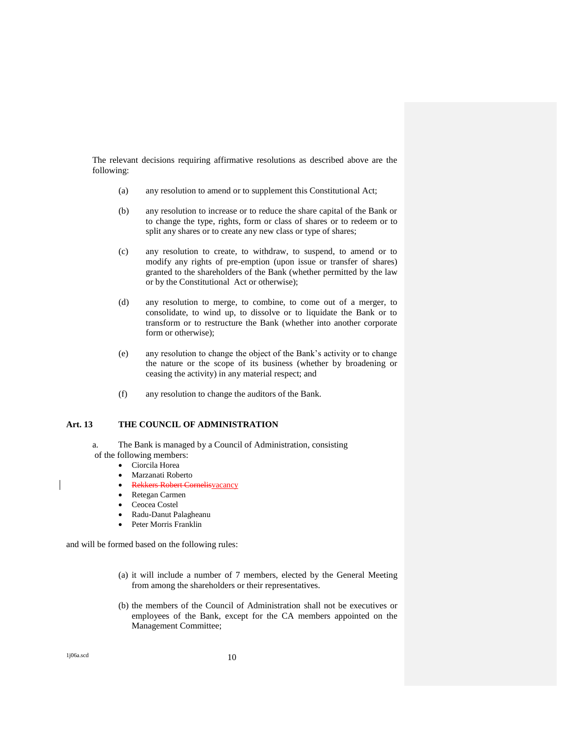The relevant decisions requiring affirmative resolutions as described above are the following:

(a) any resolution to amend or to supplement this Constitutional Act;

(b) any resolution to increase or to reduce the share capital of the Bank or to change the type, rights, form or class of shares or to redeem or to split any shares or to create any new class or type of shares;

(c) any resolution to create, to withdraw, to suspend, to amend or to modify any rights of pre-emption (upon issue or transfer of shares) granted to the shareholders of the Bank (whether permitted by the law or by the Constitutional Act or otherwise);

(d) any resolution to merge, to combine, to come out of a merger, to consolidate, to wind up, to dissolve or to liquidate the Bank or to transform or to restructure the Bank (whether into another corporate form or otherwise);

(e) any resolution to change the object of the Bank's activity or to change the nature or the scope of its business (whether by broadening or ceasing the activity) in any material respect; and

(f) any resolution to change the auditors of the Bank.

## Art. 13 THE COUNCIL OF ADMINISTRATION

a. The Bank is managed by a Council of Administration, consisting of the following members:

- Ciorcila Horea
- Marzanati Roberto
- ~~Rekkers Robert Cornelis~~vacancy
- Retegan Carmen
- Ceocea Costel
- Radu-Danut Palagheanu
- Peter Morris Franklin

and will be formed based on the following rules:

(a) it will include a number of 7 members, elected by the General Meeting from among the shareholders or their representatives.

(b) the members of the Council of Administration shall not be executives or employees of the Bank, except for the CA members appointed on the Management Committee;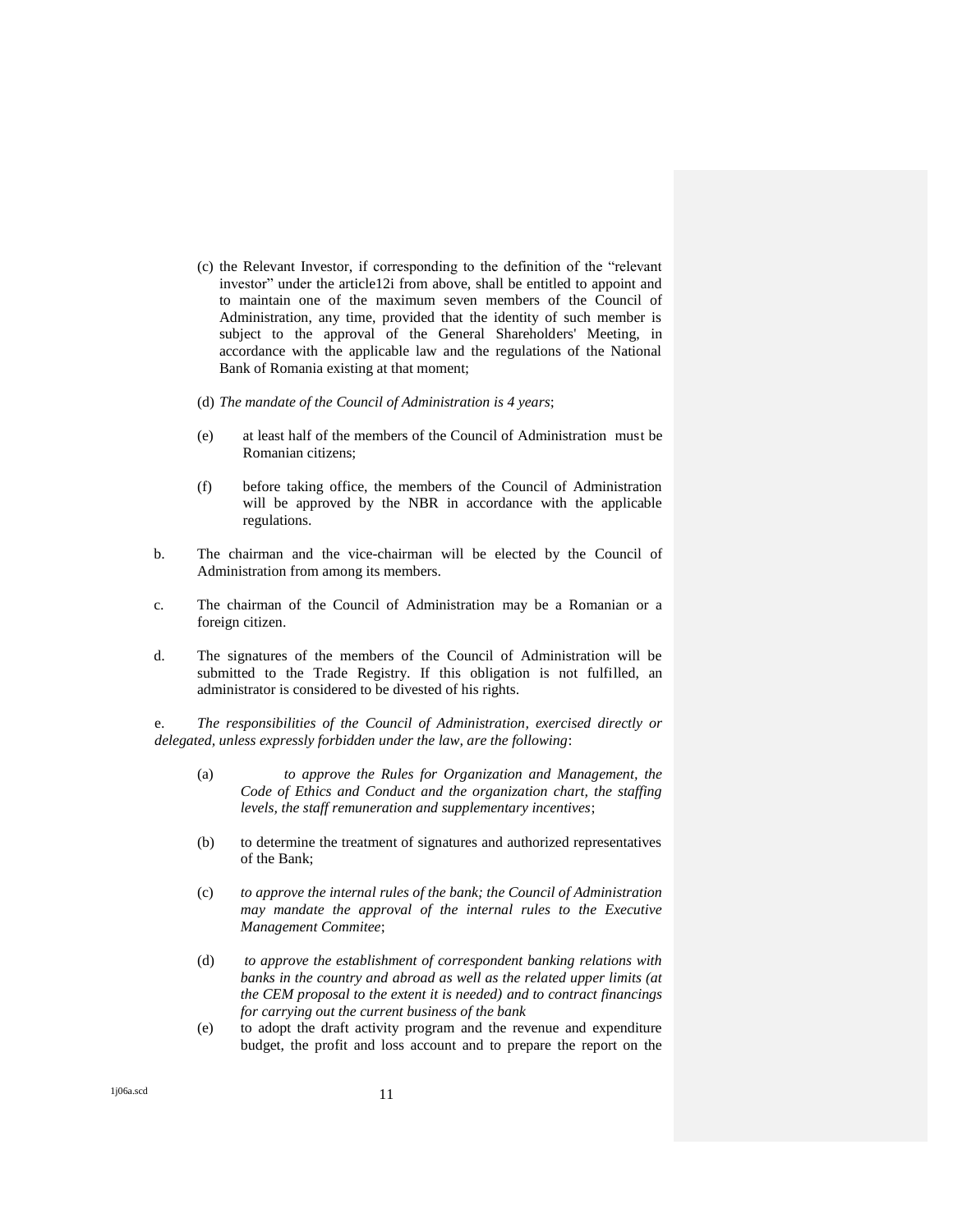(c) the Relevant Investor, if corresponding to the definition of the "relevant investor" under the article12i from above, shall be entitled to appoint and to maintain one of the maximum seven members of the Council of Administration, any time, provided that the identity of such member is subject to the approval of the General Shareholders' Meeting, in accordance with the applicable law and the regulations of the National Bank of Romania existing at that moment;

(d) *The mandate of the Council of Administration is 4 years*;

(e) at least half of the members of the Council of Administration must be Romanian citizens;

(f) before taking office, the members of the Council of Administration will be approved by the NBR in accordance with the applicable regulations.

b. The chairman and the vice-chairman will be elected by the Council of Administration from among its members.

c. The chairman of the Council of Administration may be a Romanian or a foreign citizen.

d. The signatures of the members of the Council of Administration will be submitted to the Trade Registry. If this obligation is not fulfilled, an administrator is considered to be divested of his rights.

e. *The responsibilities of the Council of Administration, exercised directly or delegated, unless expressly forbidden under the law, are the following*:

(a) *to approve the Rules for Organization and Management, the Code of Ethics and Conduct and the organization chart, the staffing levels, the staff remuneration and supplementary incentives*;

(b) to determine the treatment of signatures and authorized representatives of the Bank;

(c) *to approve the internal rules of the bank; the Council of Administration may mandate the approval of the internal rules to the Executive Management Commitee*;

(d) *to approve the establishment of correspondent banking relations with banks in the country and abroad as well as the related upper limits (at the CEM proposal to the extent it is needed) and to contract financings for carrying out the current business of the bank*

(e) to adopt the draft activity program and the revenue and expenditure budget, the profit and loss account and to prepare the report on the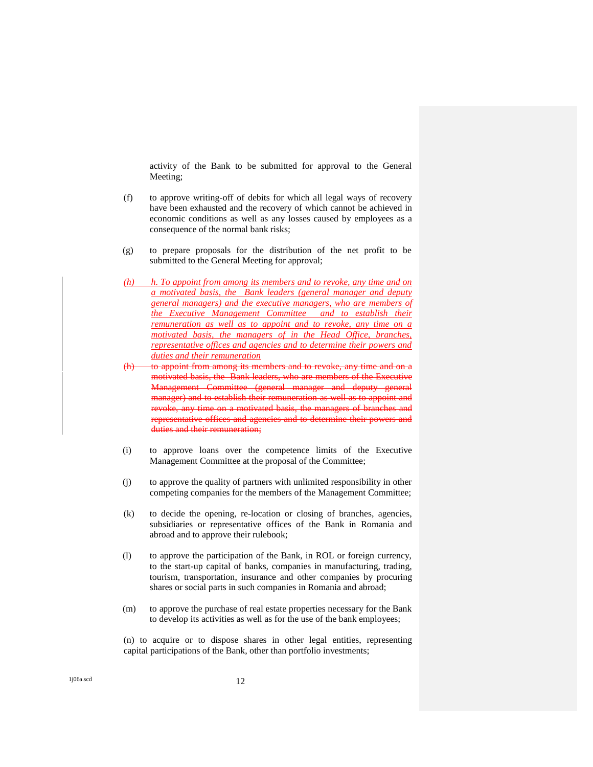activity of the Bank to be submitted for approval to the General Meeting;

(f) to approve writing-off of debits for which all legal ways of recovery have been exhausted and the recovery of which cannot be achieved in economic conditions as well as any losses caused by employees as a consequence of the normal bank risks;

(g) to prepare proposals for the distribution of the net profit to be submitted to the General Meeting for approval;

*(h) h. To appoint from among its members and to revoke, any time and on a motivated basis, the Bank leaders (general manager and deputy general managers) and the executive managers, who are members of the Executive Management Committee and to establish their remuneration as well as to appoint and to revoke, any time on a motivated basis, the managers of in the Head Office, branches, representative offices and agencies and to determine their powers and duties and their remuneration*

~~(h) to appoint from among its members and to revoke, any time and on a motivated basis, the Bank leaders, who are members of the Executive Management Committee (general manager and deputy general manager) and to establish their remuneration as well as to appoint and revoke, any time on a motivated basis, the managers of branches and representative offices and agencies and to determine their powers and duties and their remuneration;~~

(i) to approve loans over the competence limits of the Executive Management Committee at the proposal of the Committee;

(j) to approve the quality of partners with unlimited responsibility in other competing companies for the members of the Management Committee;

(k) to decide the opening, re-location or closing of branches, agencies, subsidiaries or representative offices of the Bank in Romania and abroad and to approve their rulebook;

(l) to approve the participation of the Bank, in ROL or foreign currency, to the start-up capital of banks, companies in manufacturing, trading, tourism, transportation, insurance and other companies by procuring shares or social parts in such companies in Romania and abroad;

(m) to approve the purchase of real estate properties necessary for the Bank to develop its activities as well as for the use of the bank employees;

(n) to acquire or to dispose shares in other legal entities, representing capital participations of the Bank, other than portfolio investments;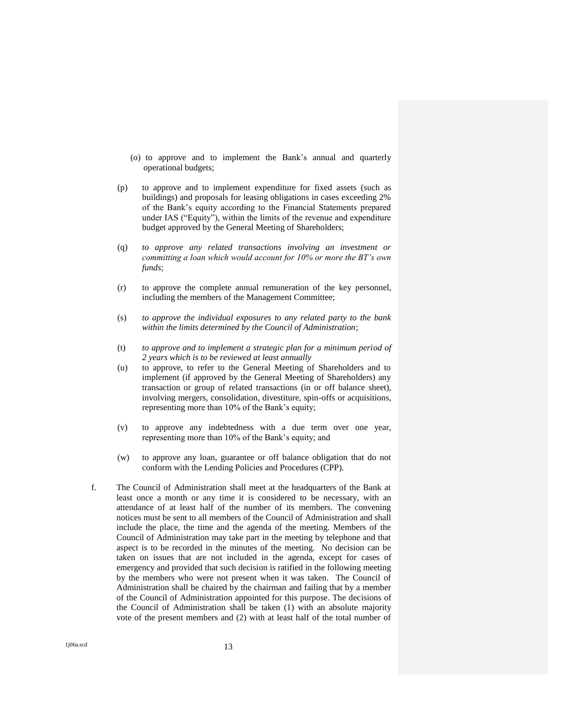(o) to approve and to implement the Bank's annual and quarterly operational budgets;

(p) to approve and to implement expenditure for fixed assets (such as buildings) and proposals for leasing obligations in cases exceeding 2% of the Bank's equity according to the Financial Statements prepared under IAS ("Equity"), within the limits of the revenue and expenditure budget approved by the General Meeting of Shareholders;

(q) *to approve any related transactions involving an investment or committing a loan which would account for 10% or more the BT's own funds*;

(r) to approve the complete annual remuneration of the key personnel, including the members of the Management Committee;

(s) *to approve the individual exposures to any related party to the bank within the limits determined by the Council of Administration*;

(t) *to approve and to implement a strategic plan for a minimum period of 2 years which is to be reviewed at least annually*

(u) to approve, to refer to the General Meeting of Shareholders and to implement (if approved by the General Meeting of Shareholders) any transaction or group of related transactions (in or off balance sheet), involving mergers, consolidation, divestiture, spin-offs or acquisitions, representing more than 10% of the Bank's equity;

(v) to approve any indebtedness with a due term over one year, representing more than 10% of the Bank's equity; and

(w) to approve any loan, guarantee or off balance obligation that do not conform with the Lending Policies and Procedures (CPP).

f. The Council of Administration shall meet at the headquarters of the Bank at least once a month or any time it is considered to be necessary, with an attendance of at least half of the number of its members. The convening notices must be sent to all members of the Council of Administration and shall include the place, the time and the agenda of the meeting. Members of the Council of Administration may take part in the meeting by telephone and that aspect is to be recorded in the minutes of the meeting. No decision can be taken on issues that are not included in the agenda, except for cases of emergency and provided that such decision is ratified in the following meeting by the members who were not present when it was taken. The Council of Administration shall be chaired by the chairman and failing that by a member of the Council of Administration appointed for this purpose. The decisions of the Council of Administration shall be taken (1) with an absolute majority vote of the present members and (2) with at least half of the total number of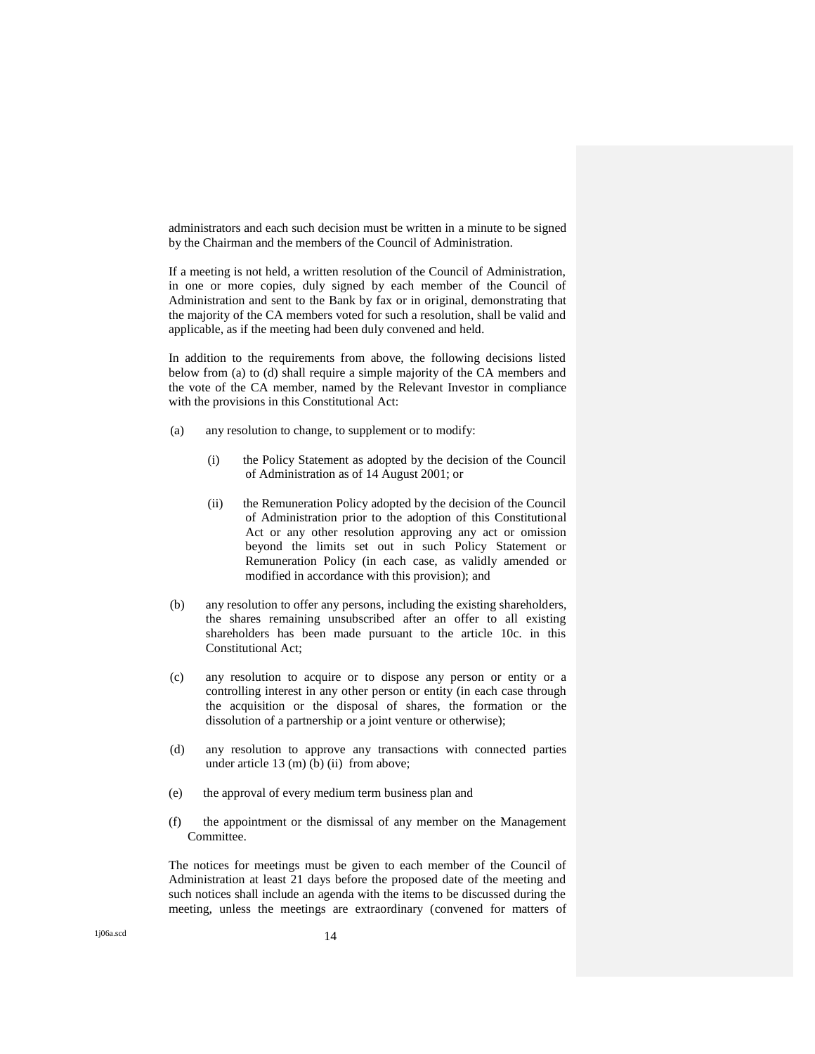administrators and each such decision must be written in a minute to be signed by the Chairman and the members of the Council of Administration.

If a meeting is not held, a written resolution of the Council of Administration, in one or more copies, duly signed by each member of the Council of Administration and sent to the Bank by fax or in original, demonstrating that the majority of the CA members voted for such a resolution, shall be valid and applicable, as if the meeting had been duly convened and held.

In addition to the requirements from above, the following decisions listed below from (a) to (d) shall require a simple majority of the CA members and the vote of the CA member, named by the Relevant Investor in compliance with the provisions in this Constitutional Act:

(a) any resolution to change, to supplement or to modify:

   (i) the Policy Statement as adopted by the decision of the Council of Administration as of 14 August 2001; or

   (ii) the Remuneration Policy adopted by the decision of the Council of Administration prior to the adoption of this Constitutional Act or any other resolution approving any act or omission beyond the limits set out in such Policy Statement or Remuneration Policy (in each case, as validly amended or modified in accordance with this provision); and

(b) any resolution to offer any persons, including the existing shareholders, the shares remaining unsubscribed after an offer to all existing shareholders has been made pursuant to the article 10c. in this Constitutional Act;

(c) any resolution to acquire or to dispose any person or entity or a controlling interest in any other person or entity (in each case through the acquisition or the disposal of shares, the formation or the dissolution of a partnership or a joint venture or otherwise);

(d) any resolution to approve any transactions with connected parties under article 13 (m) (b) (ii) from above;

(e) the approval of every medium term business plan and

(f) the appointment or the dismissal of any member on the Management Committee.

The notices for meetings must be given to each member of the Council of Administration at least 21 days before the proposed date of the meeting and such notices shall include an agenda with the items to be discussed during the meeting, unless the meetings are extraordinary (convened for matters of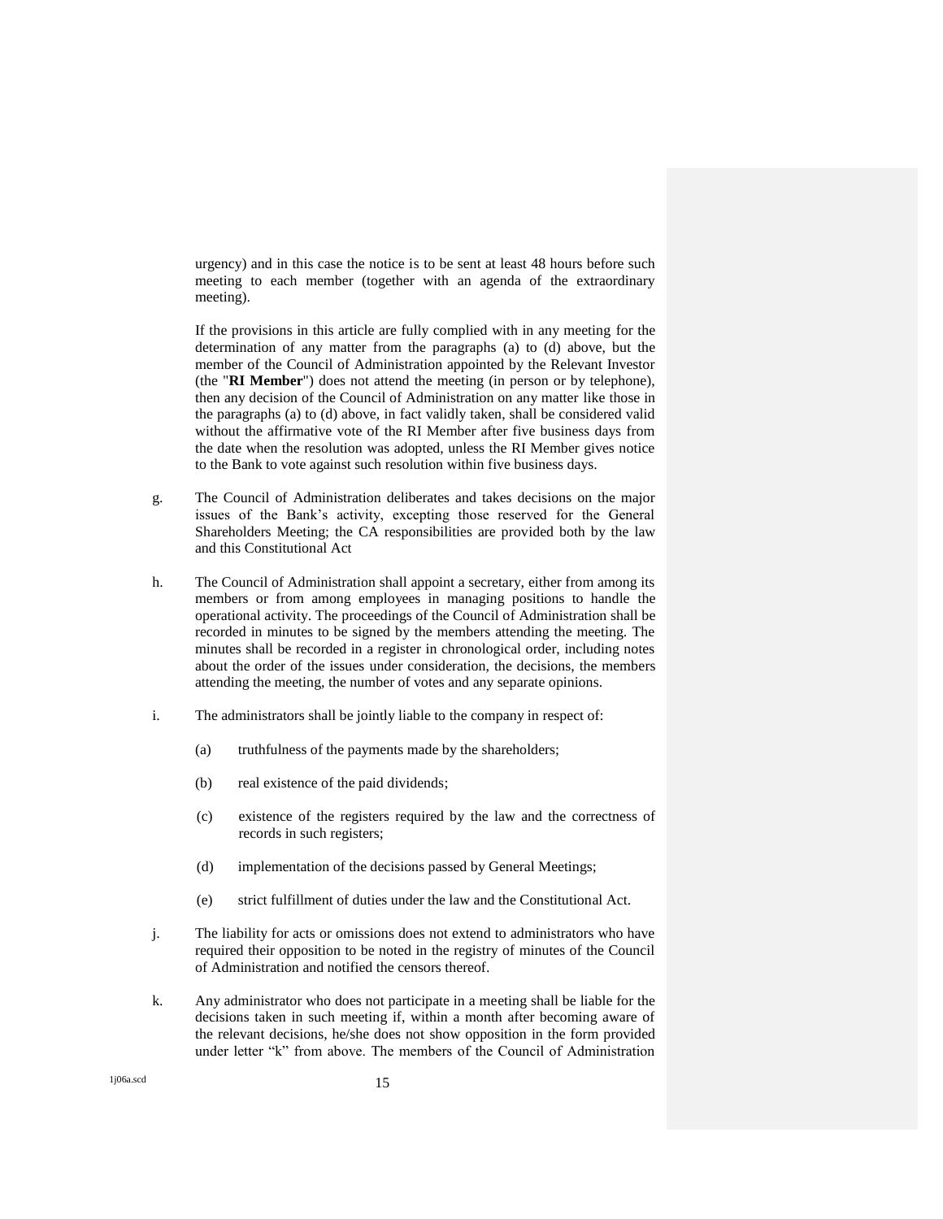urgency) and in this case the notice is to be sent at least 48 hours before such meeting to each member (together with an agenda of the extraordinary meeting).

If the provisions in this article are fully complied with in any meeting for the determination of any matter from the paragraphs (a) to (d) above, but the member of the Council of Administration appointed by the Relevant Investor (the "**RI Member**") does not attend the meeting (in person or by telephone), then any decision of the Council of Administration on any matter like those in the paragraphs (a) to (d) above, in fact validly taken, shall be considered valid without the affirmative vote of the RI Member after five business days from the date when the resolution was adopted, unless the RI Member gives notice to the Bank to vote against such resolution within five business days.

g. The Council of Administration deliberates and takes decisions on the major issues of the Bank's activity, excepting those reserved for the General Shareholders Meeting; the CA responsibilities are provided both by the law and this Constitutional Act

h. The Council of Administration shall appoint a secretary, either from among its members or from among employees in managing positions to handle the operational activity. The proceedings of the Council of Administration shall be recorded in minutes to be signed by the members attending the meeting. The minutes shall be recorded in a register in chronological order, including notes about the order of the issues under consideration, the decisions, the members attending the meeting, the number of votes and any separate opinions.

i. The administrators shall be jointly liable to the company in respect of:

   (a) truthfulness of the payments made by the shareholders;

   (b) real existence of the paid dividends;

   (c) existence of the registers required by the law and the correctness of records in such registers;

   (d) implementation of the decisions passed by General Meetings;

   (e) strict fulfillment of duties under the law and the Constitutional Act.

j. The liability for acts or omissions does not extend to administrators who have required their opposition to be noted in the registry of minutes of the Council of Administration and notified the censors thereof.

k. Any administrator who does not participate in a meeting shall be liable for the decisions taken in such meeting if, within a month after becoming aware of the relevant decisions, he/she does not show opposition in the form provided under letter "k" from above. The members of the Council of Administration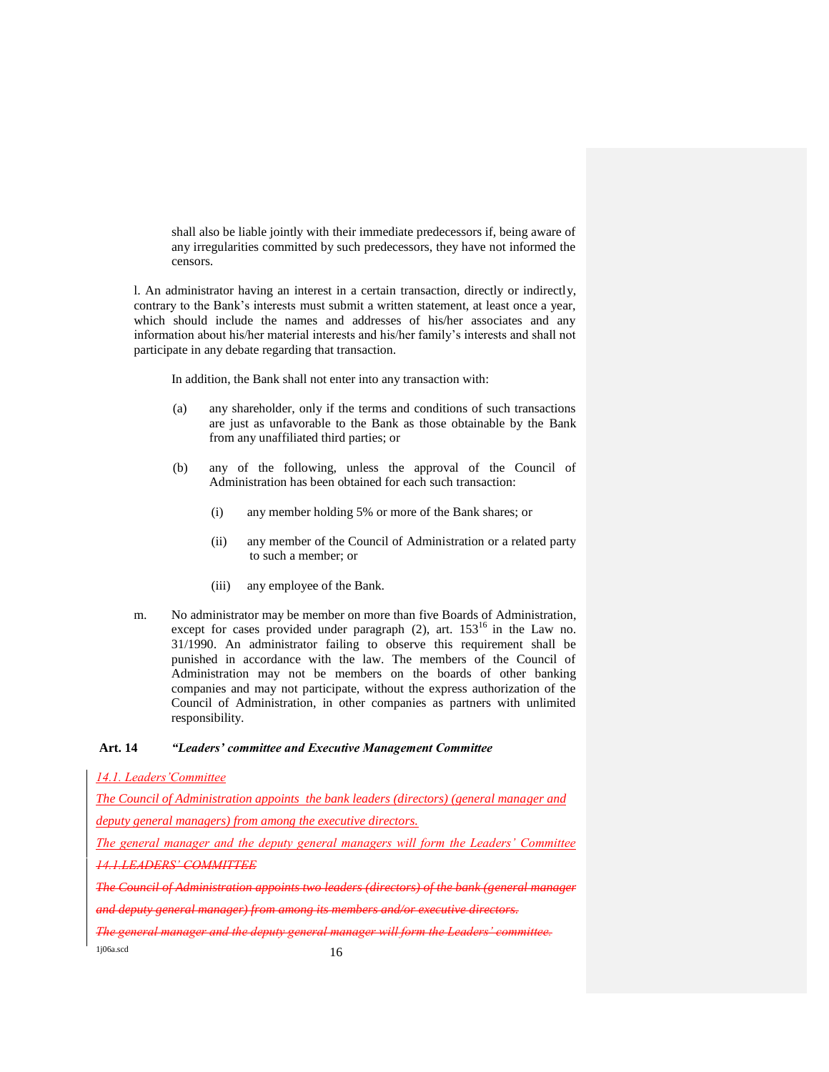shall also be liable jointly with their immediate predecessors if, being aware of any irregularities committed by such predecessors, they have not informed the censors.

l. An administrator having an interest in a certain transaction, directly or indirectly, contrary to the Bank's interests must submit a written statement, at least once a year, which should include the names and addresses of his/her associates and any information about his/her material interests and his/her family's interests and shall not participate in any debate regarding that transaction.

In addition, the Bank shall not enter into any transaction with:

(a) any shareholder, only if the terms and conditions of such transactions are just as unfavorable to the Bank as those obtainable by the Bank from any unaffiliated third parties; or

(b) any of the following, unless the approval of the Council of Administration has been obtained for each such transaction:

(i) any member holding 5% or more of the Bank shares; or

(ii) any member of the Council of Administration or a related party to such a member; or

(iii) any employee of the Bank.

m. No administrator may be member on more than five Boards of Administration, except for cases provided under paragraph (2), art. 153[16] in the Law no. 31/1990. An administrator failing to observe this requirement shall be punished in accordance with the law. The members of the Council of Administration may not be members on the boards of other banking companies and may not participate, without the express authorization of the Council of Administration, in other companies as partners with unlimited responsibility.

**Art. 14** ***"Leaders' committee and Executive Management Committee***

*14.1. Leaders'Committee*

*The Council of Administration appoints the bank leaders (directors) (general manager and deputy general managers) from among the executive directors.*

*The general manager and the deputy general managers will form the Leaders' Committee*

~~*14.1.LEADERS' COMMITTEE*~~

~~*The Council of Administration appoints two leaders (directors) of the bank (general manager and deputy general manager) from among its members and/or executive directors.*~~

~~*The general manager and the deputy general manager will form the Leaders' committee.*~~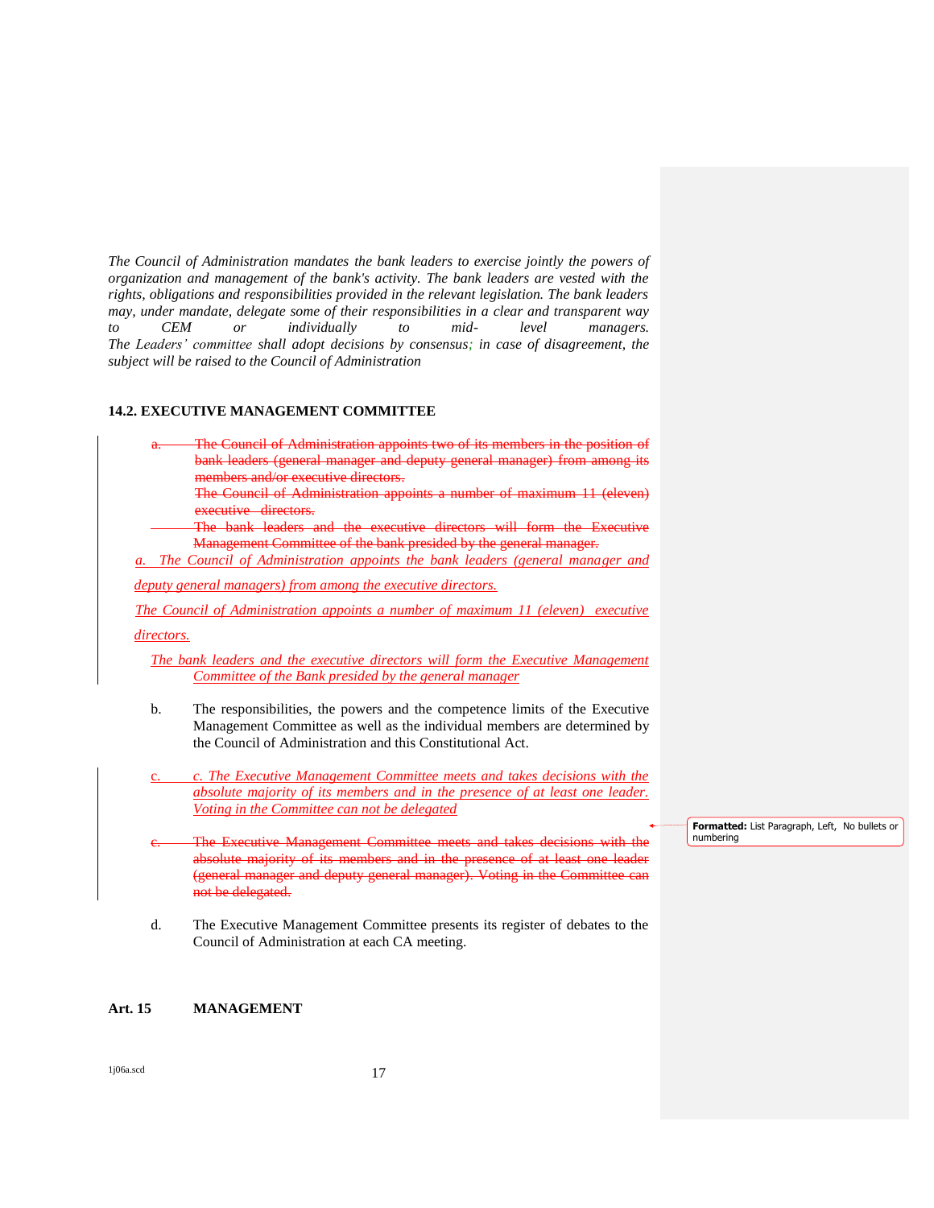*The Council of Administration mandates the bank leaders to exercise jointly the powers of organization and management of the bank's activity. The bank leaders are vested with the rights, obligations and responsibilities provided in the relevant legislation. The bank leaders may, under mandate, delegate some of their responsibilities in a clear and transparent way to CEM or individually to mid- level managers. The Leaders' committee shall adopt decisions by consensus; in case of disagreement, the subject will be raised to the Council of Administration*

### 14.2. EXECUTIVE MANAGEMENT COMMITTEE

~~a. The Council of Administration appoints two of its members in the position of bank leaders (general manager and deputy general manager) from among its members and/or executive directors.~~
~~The Council of Administration appoints a number of maximum 11 (eleven) executive directors.~~
~~The bank leaders and the executive directors will form the Executive Management Committee of the bank presided by the general manager.~~

*a. The Council of Administration appoints the bank leaders (general manager and deputy general managers) from among the executive directors.*

*The Council of Administration appoints a number of maximum 11 (eleven) executive directors.*

*The bank leaders and the executive directors will form the Executive Management Committee of the Bank presided by the general manager*

b. The responsibilities, the powers and the competence limits of the Executive Management Committee as well as the individual members are determined by the Council of Administration and this Constitutional Act.

c. *c. The Executive Management Committee meets and takes decisions with the absolute majority of its members and in the presence of at least one leader. Voting in the Committee can not be delegated*

~~c. The Executive Management Committee meets and takes decisions with the absolute majority of its members and in the presence of at least one leader (general manager and deputy general manager). Voting in the Committee can not be delegated.~~

d. The Executive Management Committee presents its register of debates to the Council of Administration at each CA meeting.

## Art. 15 MANAGEMENT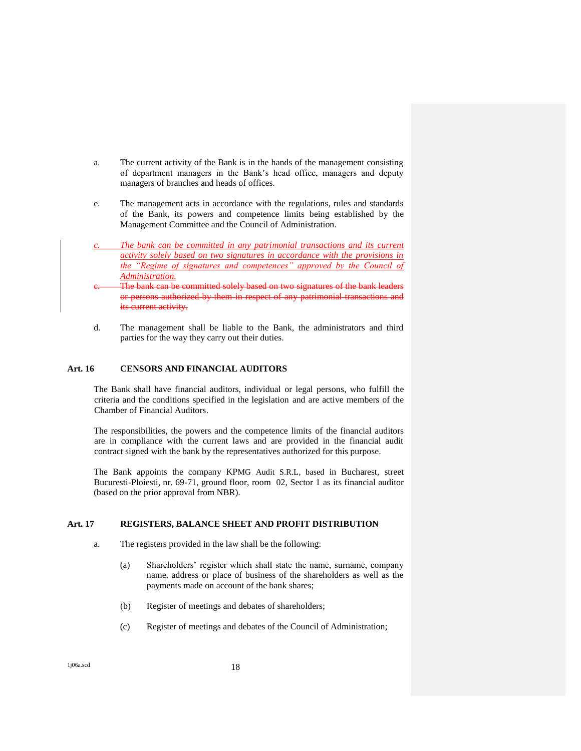a. The current activity of the Bank is in the hands of the management consisting of department managers in the Bank's head office, managers and deputy managers of branches and heads of offices.

e. The management acts in accordance with the regulations, rules and standards of the Bank, its powers and competence limits being established by the Management Committee and the Council of Administration.

*c. The bank can be committed in any patrimonial transactions and its current activity solely based on two signatures in accordance with the provisions in the "Regime of signatures and competences" approved by the Council of Administration.*

~~c. The bank can be committed solely based on two signatures of the bank leaders or persons authorized by them in respect of any patrimonial transactions and its current activity.~~

d. The management shall be liable to the Bank, the administrators and third parties for the way they carry out their duties.

## Art. 16 CENSORS AND FINANCIAL AUDITORS

The Bank shall have financial auditors, individual or legal persons, who fulfill the criteria and the conditions specified in the legislation and are active members of the Chamber of Financial Auditors.

The responsibilities, the powers and the competence limits of the financial auditors are in compliance with the current laws and are provided in the financial audit contract signed with the bank by the representatives authorized for this purpose.

The Bank appoints the company KPMG Audit S.R.L, based in Bucharest, street Bucuresti-Ploiesti, nr. 69-71, ground floor, room 02, Sector 1 as its financial auditor (based on the prior approval from NBR).

## Art. 17 REGISTERS, BALANCE SHEET AND PROFIT DISTRIBUTION

a. The registers provided in the law shall be the following:

(a) Shareholders' register which shall state the name, surname, company name, address or place of business of the shareholders as well as the payments made on account of the bank shares;

(b) Register of meetings and debates of shareholders;

(c) Register of meetings and debates of the Council of Administration;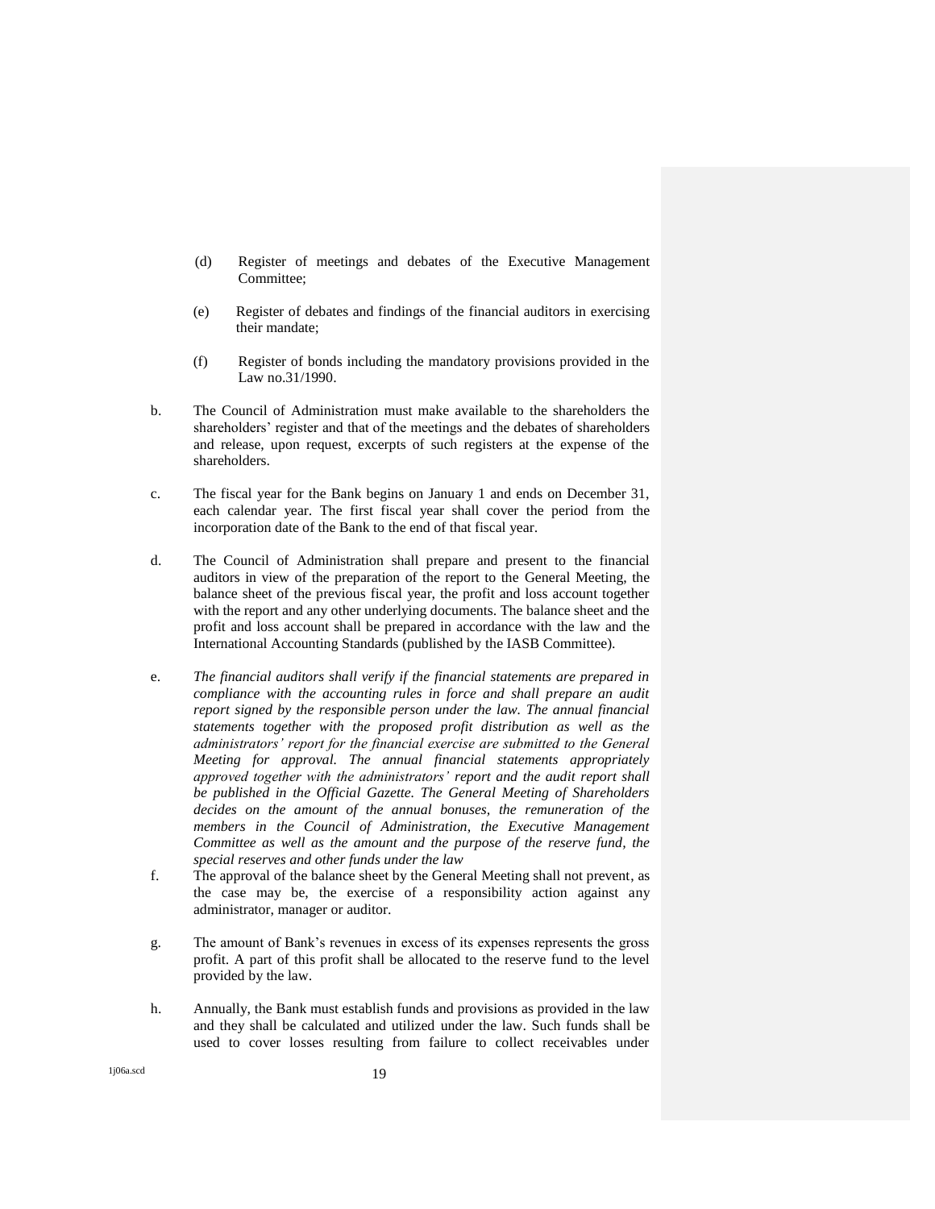(d) Register of meetings and debates of the Executive Management Committee;

(e) Register of debates and findings of the financial auditors in exercising their mandate;

(f) Register of bonds including the mandatory provisions provided in the Law no.31/1990.

b. The Council of Administration must make available to the shareholders the shareholders' register and that of the meetings and the debates of shareholders and release, upon request, excerpts of such registers at the expense of the shareholders.

c. The fiscal year for the Bank begins on January 1 and ends on December 31, each calendar year. The first fiscal year shall cover the period from the incorporation date of the Bank to the end of that fiscal year.

d. The Council of Administration shall prepare and present to the financial auditors in view of the preparation of the report to the General Meeting, the balance sheet of the previous fiscal year, the profit and loss account together with the report and any other underlying documents. The balance sheet and the profit and loss account shall be prepared in accordance with the law and the International Accounting Standards (published by the IASB Committee).

e. *The financial auditors shall verify if the financial statements are prepared in compliance with the accounting rules in force and shall prepare an audit report signed by the responsible person under the law. The annual financial statements together with the proposed profit distribution as well as the administrators' report for the financial exercise are submitted to the General Meeting for approval. The annual financial statements appropriately approved together with the administrators' report and the audit report shall be published in the Official Gazette. The General Meeting of Shareholders decides on the amount of the annual bonuses, the remuneration of the members in the Council of Administration, the Executive Management Committee as well as the amount and the purpose of the reserve fund, the special reserves and other funds under the law*

f. The approval of the balance sheet by the General Meeting shall not prevent, as the case may be, the exercise of a responsibility action against any administrator, manager or auditor.

g. The amount of Bank's revenues in excess of its expenses represents the gross profit. A part of this profit shall be allocated to the reserve fund to the level provided by the law.

h. Annually, the Bank must establish funds and provisions as provided in the law and they shall be calculated and utilized under the law. Such funds shall be used to cover losses resulting from failure to collect receivables under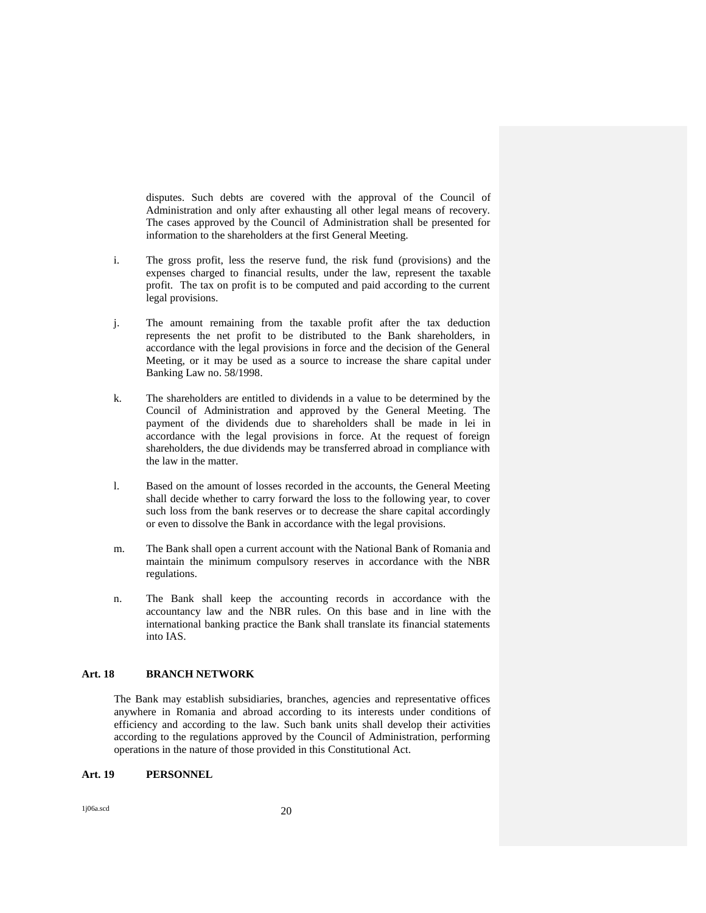disputes. Such debts are covered with the approval of the Council of Administration and only after exhausting all other legal means of recovery. The cases approved by the Council of Administration shall be presented for information to the shareholders at the first General Meeting.

i. The gross profit, less the reserve fund, the risk fund (provisions) and the expenses charged to financial results, under the law, represent the taxable profit. The tax on profit is to be computed and paid according to the current legal provisions.

j. The amount remaining from the taxable profit after the tax deduction represents the net profit to be distributed to the Bank shareholders, in accordance with the legal provisions in force and the decision of the General Meeting, or it may be used as a source to increase the share capital under Banking Law no. 58/1998.

k. The shareholders are entitled to dividends in a value to be determined by the Council of Administration and approved by the General Meeting. The payment of the dividends due to shareholders shall be made in lei in accordance with the legal provisions in force. At the request of foreign shareholders, the due dividends may be transferred abroad in compliance with the law in the matter.

l. Based on the amount of losses recorded in the accounts, the General Meeting shall decide whether to carry forward the loss to the following year, to cover such loss from the bank reserves or to decrease the share capital accordingly or even to dissolve the Bank in accordance with the legal provisions.

m. The Bank shall open a current account with the National Bank of Romania and maintain the minimum compulsory reserves in accordance with the NBR regulations.

n. The Bank shall keep the accounting records in accordance with the accountancy law and the NBR rules. On this base and in line with the international banking practice the Bank shall translate its financial statements into IAS.

**Art. 18 BRANCH NETWORK**

The Bank may establish subsidiaries, branches, agencies and representative offices anywhere in Romania and abroad according to its interests under conditions of efficiency and according to the law. Such bank units shall develop their activities according to the regulations approved by the Council of Administration, performing operations in the nature of those provided in this Constitutional Act.

**Art. 19 PERSONNEL**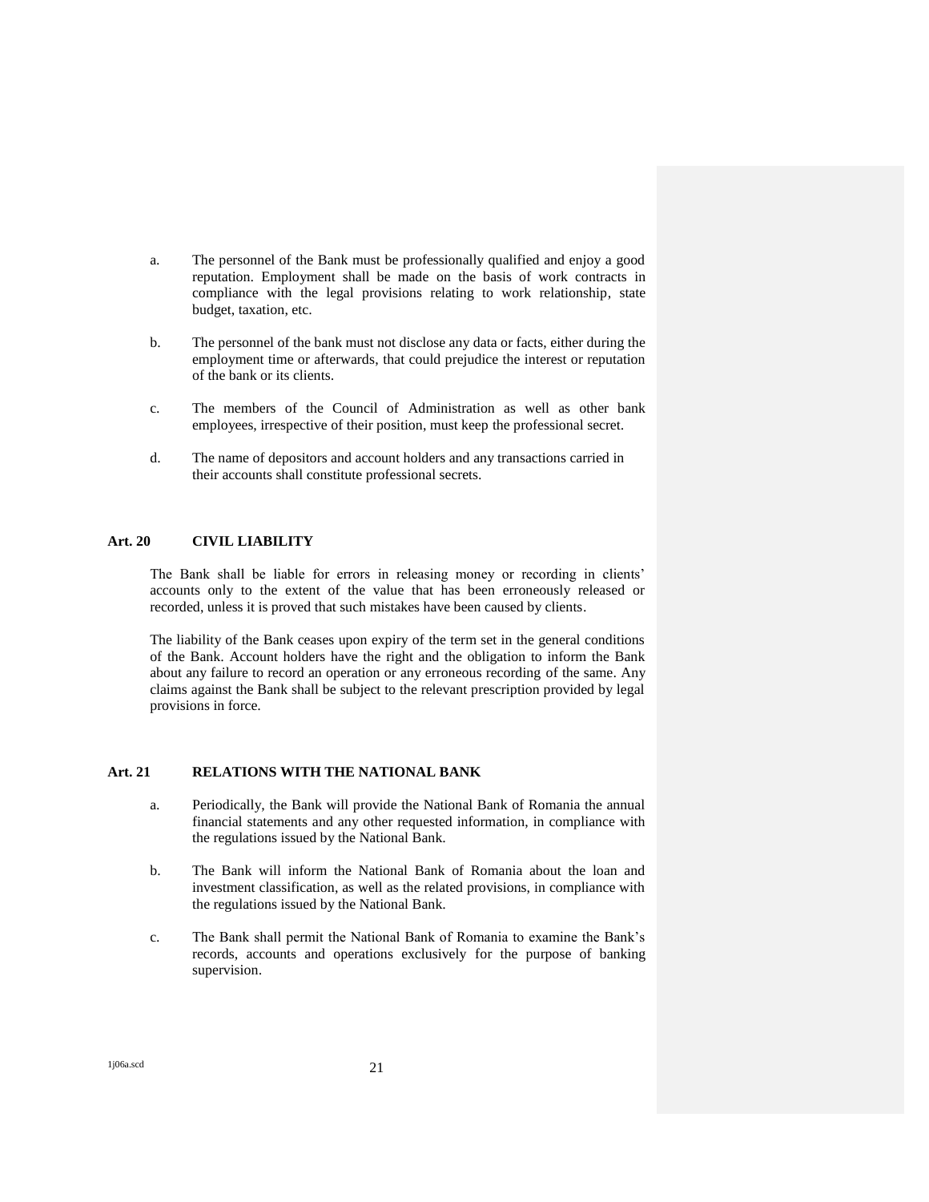a. The personnel of the Bank must be professionally qualified and enjoy a good reputation. Employment shall be made on the basis of work contracts in compliance with the legal provisions relating to work relationship, state budget, taxation, etc.

b. The personnel of the bank must not disclose any data or facts, either during the employment time or afterwards, that could prejudice the interest or reputation of the bank or its clients.

c. The members of the Council of Administration as well as other bank employees, irrespective of their position, must keep the professional secret.

d. The name of depositors and account holders and any transactions carried in their accounts shall constitute professional secrets.

## Art. 20 CIVIL LIABILITY

The Bank shall be liable for errors in releasing money or recording in clients' accounts only to the extent of the value that has been erroneously released or recorded, unless it is proved that such mistakes have been caused by clients.

The liability of the Bank ceases upon expiry of the term set in the general conditions of the Bank. Account holders have the right and the obligation to inform the Bank about any failure to record an operation or any erroneous recording of the same. Any claims against the Bank shall be subject to the relevant prescription provided by legal provisions in force.

## Art. 21 RELATIONS WITH THE NATIONAL BANK

a. Periodically, the Bank will provide the National Bank of Romania the annual financial statements and any other requested information, in compliance with the regulations issued by the National Bank.

b. The Bank will inform the National Bank of Romania about the loan and investment classification, as well as the related provisions, in compliance with the regulations issued by the National Bank.

c. The Bank shall permit the National Bank of Romania to examine the Bank's records, accounts and operations exclusively for the purpose of banking supervision.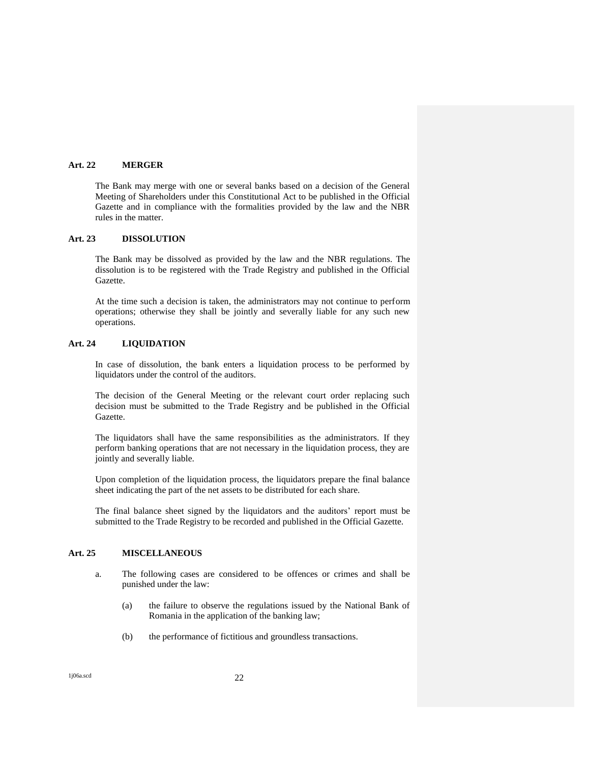### Art. 22 MERGER

The Bank may merge with one or several banks based on a decision of the General Meeting of Shareholders under this Constitutional Act to be published in the Official Gazette and in compliance with the formalities provided by the law and the NBR rules in the matter.

### Art. 23 DISSOLUTION

The Bank may be dissolved as provided by the law and the NBR regulations. The dissolution is to be registered with the Trade Registry and published in the Official Gazette.

At the time such a decision is taken, the administrators may not continue to perform operations; otherwise they shall be jointly and severally liable for any such new operations.

### Art. 24 LIQUIDATION

In case of dissolution, the bank enters a liquidation process to be performed by liquidators under the control of the auditors.

The decision of the General Meeting or the relevant court order replacing such decision must be submitted to the Trade Registry and be published in the Official Gazette.

The liquidators shall have the same responsibilities as the administrators. If they perform banking operations that are not necessary in the liquidation process, they are jointly and severally liable.

Upon completion of the liquidation process, the liquidators prepare the final balance sheet indicating the part of the net assets to be distributed for each share.

The final balance sheet signed by the liquidators and the auditors' report must be submitted to the Trade Registry to be recorded and published in the Official Gazette.

### Art. 25 MISCELLANEOUS

a. The following cases are considered to be offences or crimes and shall be punished under the law:

   (a) the failure to observe the regulations issued by the National Bank of Romania in the application of the banking law;

   (b) the performance of fictitious and groundless transactions.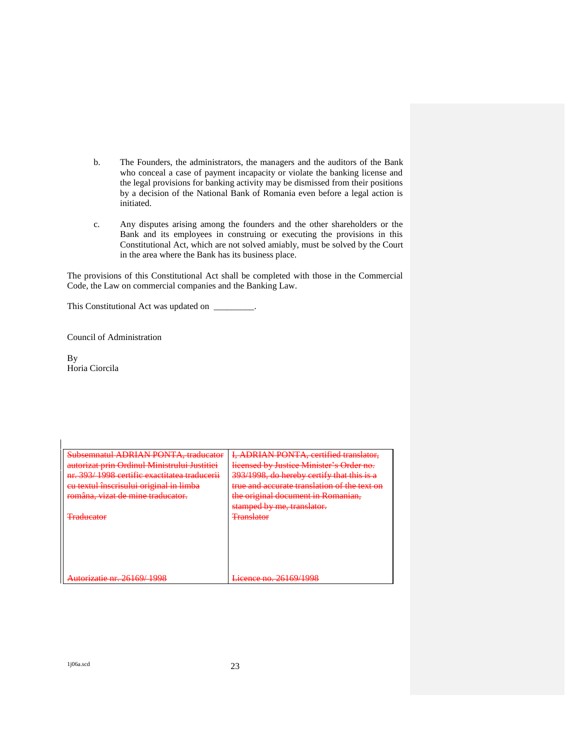b. The Founders, the administrators, the managers and the auditors of the Bank who conceal a case of payment incapacity or violate the banking license and the legal provisions for banking activity may be dismissed from their positions by a decision of the National Bank of Romania even before a legal action is initiated.

c. Any disputes arising among the founders and the other shareholders or the Bank and its employees in construing or executing the provisions in this Constitutional Act, which are not solved amiably, must be solved by the Court in the area where the Bank has its business place.

The provisions of this Constitutional Act shall be completed with those in the Commercial Code, the Law on commercial companies and the Banking Law.

This Constitutional Act was updated on _________.

Council of Administration

By
Horia Ciorcila

| | |
|---|---|
| ~~Subsemnatul ADRIAN PONTA, traducator autorizat prin Ordinul Ministrului Justitiei nr. 393/ 1998 certific exactitatea traducerii cu textul înscrisului original in limba româna, vizat de mine traducator.~~ | ~~I, ADRIAN PONTA, certified translator, licensed by Justice Minister's Order no. 393/1998, do hereby certify that this is a true and accurate translation of the text on the original document in Romanian, stamped by me, translator.~~ |
| ~~Traducator~~ | ~~Translator~~ |
| ~~Autorizatie nr. 26169/ 1998~~ | ~~Licence no. 26169/1998~~ |

1j06a.scd